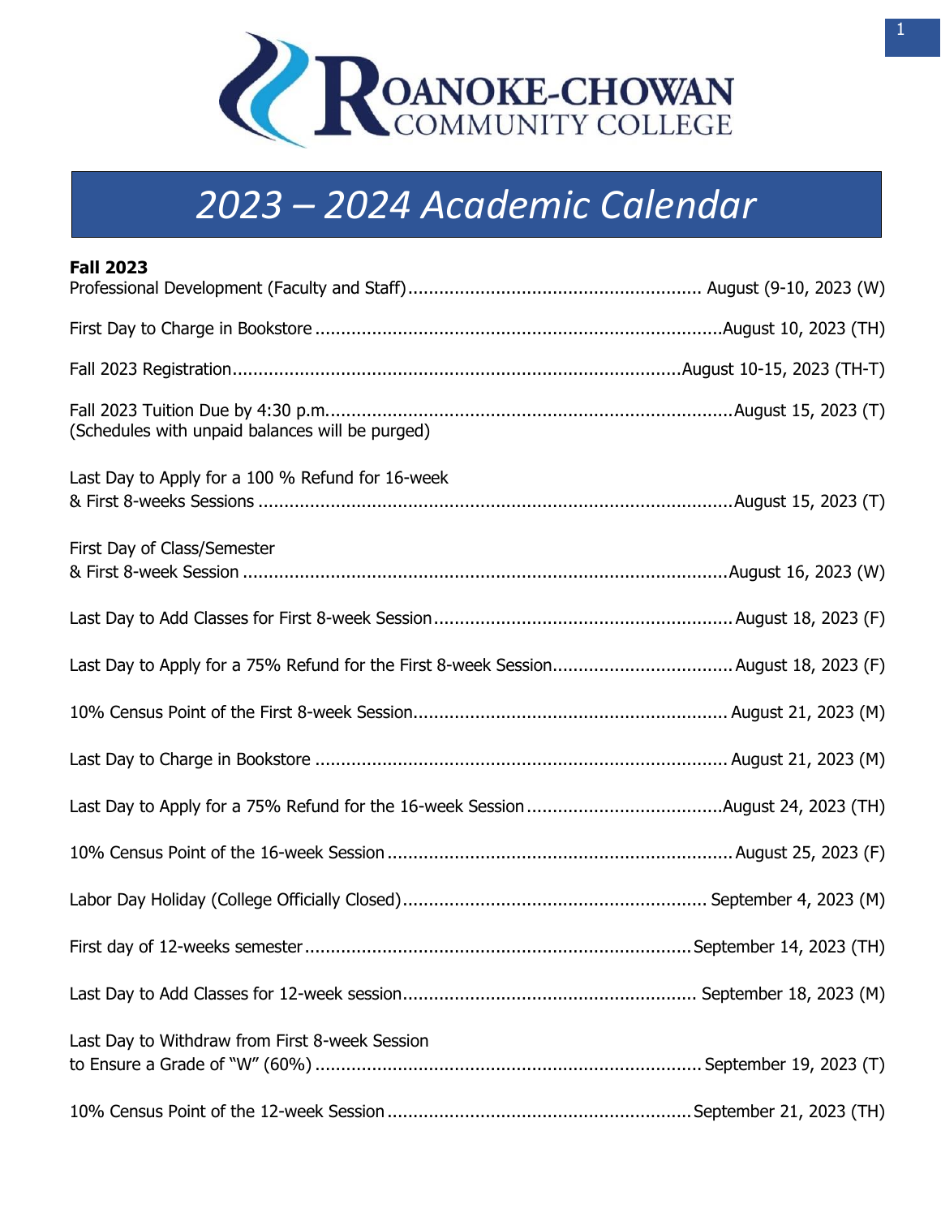# Roanoke-Chowan Community College

# 2023 – 2024 Academic Calendar

**Fall 2023**

Professional Development (Faculty and Staff)........................................................ August (9-10, 2023 (W)

First Day to Charge in Bookstore ..............................................................................August 10, 2023 (TH)

Fall 2023 Registration......................................................................................August 10-15, 2023 (TH-T)

Fall 2023 Tuition Due by 4:30 p.m..............................................................................August 15, 2023 (T)
(Schedules with unpaid balances will be purged)

Last Day to Apply for a 100 % Refund for 16-week
& First 8-weeks Sessions ...........................................................................................August 15, 2023 (T)

First Day of Class/Semester
& First 8-week Session .............................................................................................August 16, 2023 (W)

Last Day to Add Classes for First 8-week Session.........................................................August 18, 2023 (F)

Last Day to Apply for a 75% Refund for the First 8-week Session...................................August 18, 2023 (F)

10% Census Point of the First 8-week Session............................................................August 21, 2023 (M)

Last Day to Charge in Bookstore ...............................................................................August 21, 2023 (M)

Last Day to Apply for a 75% Refund for the 16-week Session......................................August 24, 2023 (TH)

10% Census Point of the 16-week Session ..................................................................August 25, 2023 (F)

Labor Day Holiday (College Officially Closed)...........................................................September 4, 2023 (M)

First day of 12-weeks semester..........................................................................September 14, 2023 (TH)

Last Day to Add Classes for 12-week session........................................................ September 18, 2023 (M)

Last Day to Withdraw from First 8-week Session
to Ensure a Grade of "W" (60%) ...........................................................................September 19, 2023 (T)

10% Census Point of the 12-week Session ...........................................................September 21, 2023 (TH)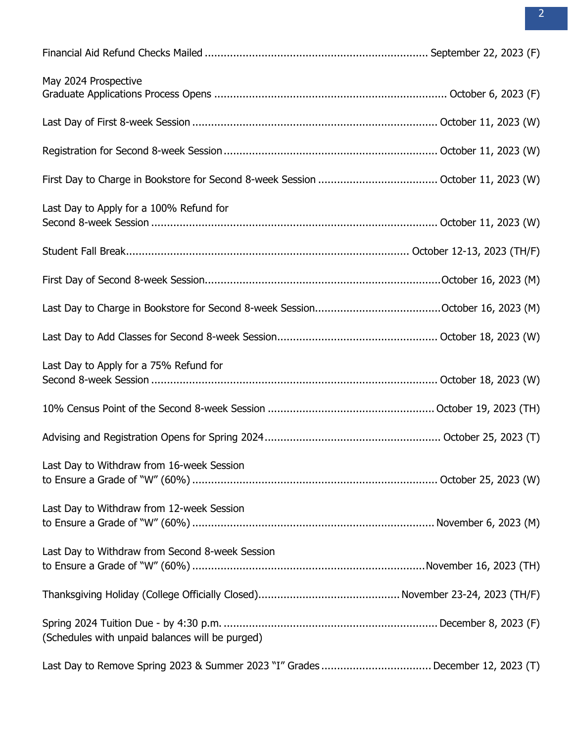Financial Aid Refund Checks Mailed ........................................................................ September 22, 2023 (F)

May 2024 Prospective
Graduate Applications Process Opens ........................................................................ October 6, 2023 (F)

Last Day of First 8-week Session ........................................................................ October 11, 2023 (W)

Registration for Second 8-week Session ........................................................................ October 11, 2023 (W)

First Day to Charge in Bookstore for Second 8-week Session ........................................ October 11, 2023 (W)

Last Day to Apply for a 100% Refund for
Second 8-week Session ........................................................................ October 11, 2023 (W)

Student Fall Break........................................................................ October 12-13, 2023 (TH/F)

First Day of Second 8-week Session........................................................................ October 16, 2023 (M)

Last Day to Charge in Bookstore for Second 8-week Session........................................ October 16, 2023 (M)

Last Day to Add Classes for Second 8-week Session.................................................. October 18, 2023 (W)

Last Day to Apply for a 75% Refund for
Second 8-week Session ........................................................................ October 18, 2023 (W)

10% Census Point of the Second 8-week Session .................................................... October 19, 2023 (TH)

Advising and Registration Opens for Spring 2024...................................................... October 25, 2023 (T)

Last Day to Withdraw from 16-week Session
to Ensure a Grade of "W" (60%) ........................................................................ October 25, 2023 (W)

Last Day to Withdraw from 12-week Session
to Ensure a Grade of "W" (60%) ........................................................................ November 6, 2023 (M)

Last Day to Withdraw from Second 8-week Session
to Ensure a Grade of "W" (60%) ........................................................................ November 16, 2023 (TH)

Thanksgiving Holiday (College Officially Closed)............................................ November 23-24, 2023 (TH/F)

Spring 2024 Tuition Due - by 4:30 p.m. ........................................................................ December 8, 2023 (F)
(Schedules with unpaid balances will be purged)

Last Day to Remove Spring 2023 & Summer 2023 "I" Grades ...................................... December 12, 2023 (T)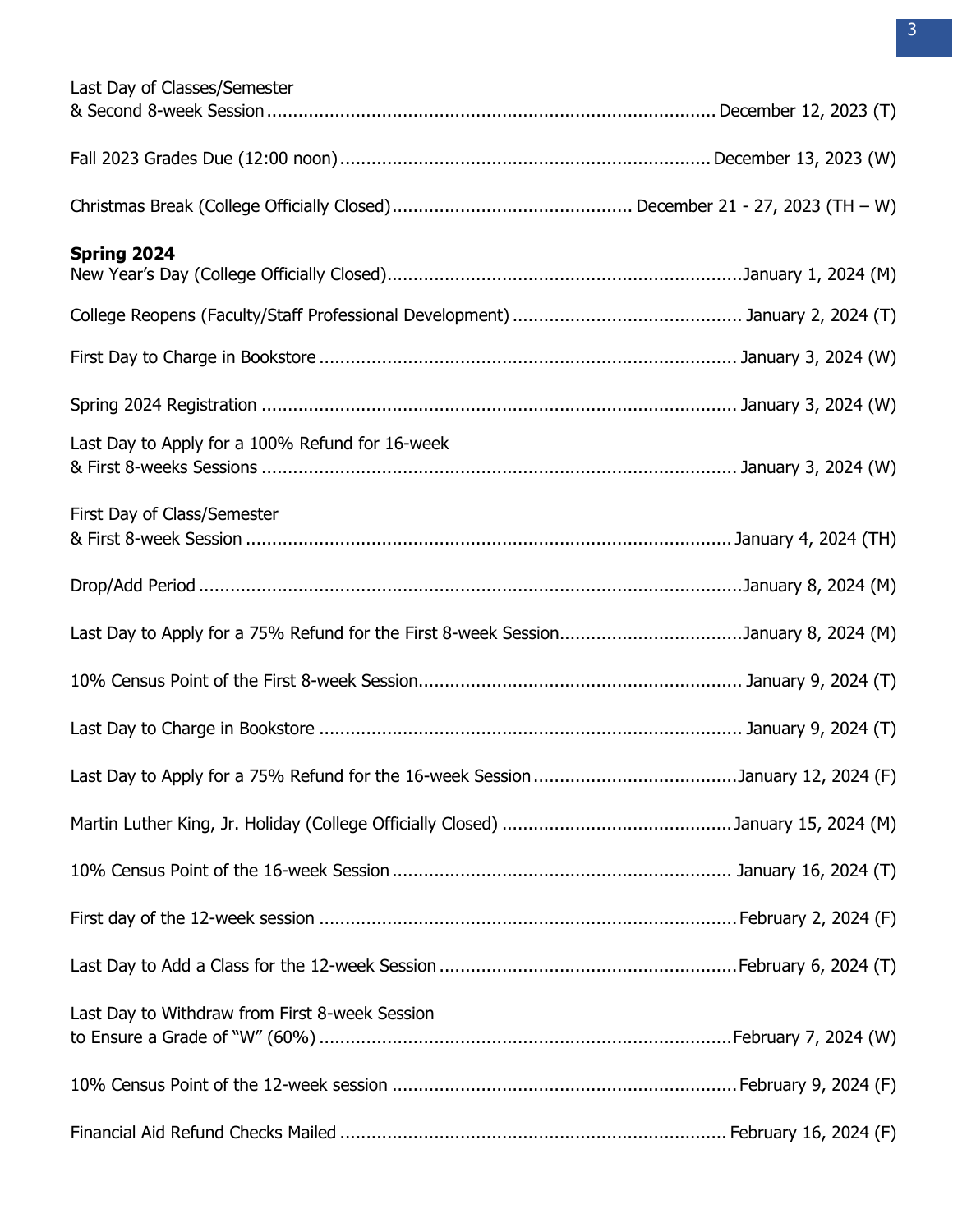Last Day of Classes/Semester
& Second 8-week Session ........................................ December 12, 2023 (T)

Fall 2023 Grades Due (12:00 noon) ........................................ December 13, 2023 (W)

Christmas Break (College Officially Closed) ........................................ December 21 - 27, 2023 (TH – W)

**Spring 2024**

New Year's Day (College Officially Closed) ........................................ January 1, 2024 (M)

College Reopens (Faculty/Staff Professional Development) ........................................ January 2, 2024 (T)

First Day to Charge in Bookstore ........................................ January 3, 2024 (W)

Spring 2024 Registration ........................................ January 3, 2024 (W)

Last Day to Apply for a 100% Refund for 16-week
& First 8-weeks Sessions ........................................ January 3, 2024 (W)

First Day of Class/Semester
& First 8-week Session ........................................ January 4, 2024 (TH)

Drop/Add Period ........................................ January 8, 2024 (M)

Last Day to Apply for a 75% Refund for the First 8-week Session ........................................ January 8, 2024 (M)

10% Census Point of the First 8-week Session ........................................ January 9, 2024 (T)

Last Day to Charge in Bookstore ........................................ January 9, 2024 (T)

Last Day to Apply for a 75% Refund for the 16-week Session ........................................ January 12, 2024 (F)

Martin Luther King, Jr. Holiday (College Officially Closed) ........................................ January 15, 2024 (M)

10% Census Point of the 16-week Session ........................................ January 16, 2024 (T)

First day of the 12-week session ........................................ February 2, 2024 (F)

Last Day to Add a Class for the 12-week Session ........................................ February 6, 2024 (T)

Last Day to Withdraw from First 8-week Session
to Ensure a Grade of "W" (60%) ........................................ February 7, 2024 (W)

10% Census Point of the 12-week session ........................................ February 9, 2024 (F)

Financial Aid Refund Checks Mailed ........................................ February 16, 2024 (F)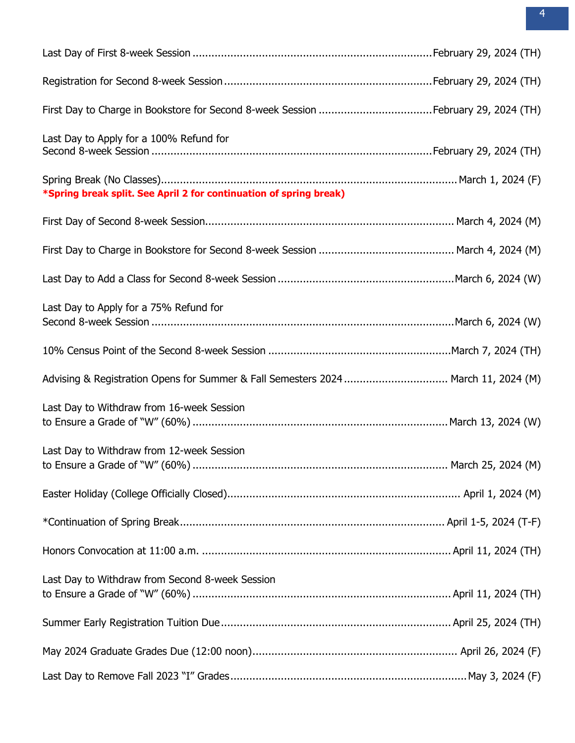Last Day of First 8-week Session ....................................................................... February 29, 2024 (TH)

Registration for Second 8-week Session ........................................................... February 29, 2024 (TH)

First Day to Charge in Bookstore for Second 8-week Session ................................ February 29, 2024 (TH)

Last Day to Apply for a 100% Refund for
Second 8-week Session ....................................................................................... February 29, 2024 (TH)

Spring Break (No Classes)...................................................................................... March 1, 2024 (F)
**\*Spring break split. See April 2 for continuation of spring break)**

First Day of Second 8-week Session....................................................................... March 4, 2024 (M)

First Day to Charge in Bookstore for Second 8-week Session ................................. March 4, 2024 (M)

Last Day to Add a Class for Second 8-week Session ................................................ March 6, 2024 (W)

Last Day to Apply for a 75% Refund for
Second 8-week Session ......................................................................................... March 6, 2024 (W)

10% Census Point of the Second 8-week Session .................................................. March 7, 2024 (TH)

Advising & Registration Opens for Summer & Fall Semesters 2024 ........................... March 11, 2024 (M)

Last Day to Withdraw from 16-week Session
to Ensure a Grade of "W" (60%) ........................................................................... March 13, 2024 (W)

Last Day to Withdraw from 12-week Session
to Ensure a Grade of "W" (60%) ........................................................................... March 25, 2024 (M)

Easter Holiday (College Officially Closed)................................................................ April 1, 2024 (M)

\*Continuation of Spring Break.................................................................................. April 1-5, 2024 (T-F)

Honors Convocation at 11:00 a.m. ........................................................................ April 11, 2024 (TH)

Last Day to Withdraw from Second 8-week Session
to Ensure a Grade of "W" (60%) ............................................................................ April 11, 2024 (TH)

Summer Early Registration Tuition Due .................................................................. April 25, 2024 (TH)

May 2024 Graduate Grades Due (12:00 noon)......................................................... April 26, 2024 (F)

Last Day to Remove Fall 2023 "I" Grades................................................................ May 3, 2024 (F)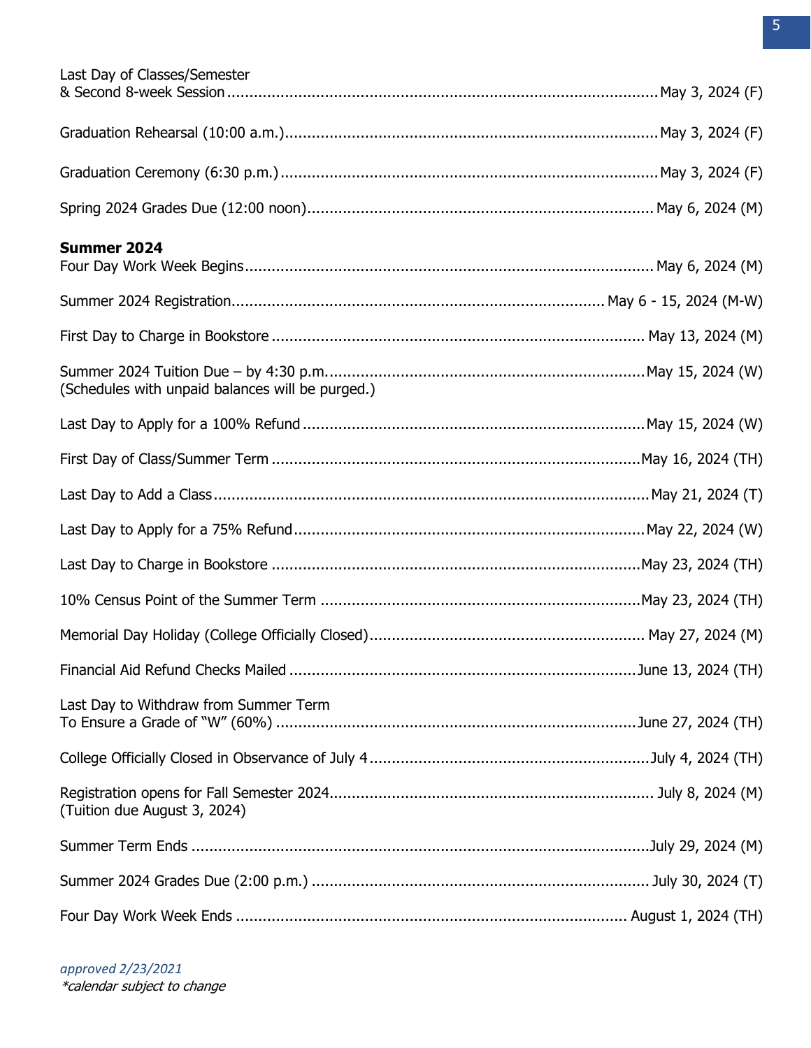Last Day of Classes/Semester & Second 8-week Session .......... May 3, 2024 (F)

Graduation Rehearsal (10:00 a.m.) .......... May 3, 2024 (F)

Graduation Ceremony (6:30 p.m.) .......... May 3, 2024 (F)

Spring 2024 Grades Due (12:00 noon) .......... May 6, 2024 (M)

**Summer 2024**

Four Day Work Week Begins .......... May 6, 2024 (M)

Summer 2024 Registration .......... May 6 - 15, 2024 (M-W)

First Day to Charge in Bookstore .......... May 13, 2024 (M)

Summer 2024 Tuition Due – by 4:30 p.m. .......... May 15, 2024 (W)
(Schedules with unpaid balances will be purged.)

Last Day to Apply for a 100% Refund .......... May 15, 2024 (W)

First Day of Class/Summer Term .......... May 16, 2024 (TH)

Last Day to Add a Class .......... May 21, 2024 (T)

Last Day to Apply for a 75% Refund .......... May 22, 2024 (W)

Last Day to Charge in Bookstore .......... May 23, 2024 (TH)

10% Census Point of the Summer Term .......... May 23, 2024 (TH)

Memorial Day Holiday (College Officially Closed) .......... May 27, 2024 (M)

Financial Aid Refund Checks Mailed .......... June 13, 2024 (TH)

Last Day to Withdraw from Summer Term To Ensure a Grade of "W" (60%) .......... June 27, 2024 (TH)

College Officially Closed in Observance of July 4 .......... July 4, 2024 (TH)

Registration opens for Fall Semester 2024 .......... July 8, 2024 (M)
(Tuition due August 3, 2024)

Summer Term Ends .......... July 29, 2024 (M)

Summer 2024 Grades Due (2:00 p.m.) .......... July 30, 2024 (T)

Four Day Work Week Ends .......... August 1, 2024 (TH)

*approved 2/23/2021*
*\*calendar subject to change*